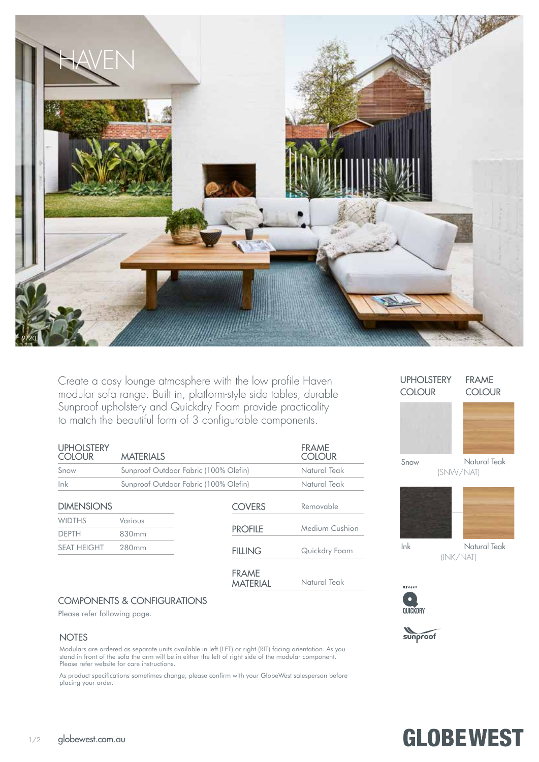# HAVEN

Create a cosy lounge atmosphere with the low profile Haven modular sofa range. Built in, platform-style side tables, durable Sunproof upholstery and Quickdry Foam provide practicality to match the beautiful form of 3 configurable components.

| UPHOLSTERY COLOUR | MATERIALS | FRAME COLOUR |
|---|---|---|
| Snow | Sunproof Outdoor Fabric (100% Olefin) | Natural Teak |
| Ink | Sunproof Outdoor Fabric (100% Olefin) | Natural Teak |

## DIMENSIONS

| | |
|---|---|
| WIDTHS | Various |
| DEPTH | 830mm |
| SEAT HEIGHT | 280mm |

| | |
|---|---|
| COVERS | Removable |
| PROFILE | Medium Cushion |
| FILLING | Quickdry Foam |
| FRAME MATERIAL | Natural Teak |

## COMPONENTS & CONFIGURATIONS

Please refer following page.

## NOTES

Modulars are ordered as separate units available in left (LFT) or right (RIT) facing orientation. As you stand in front of the sofa the arm will be in either the left of right side of the modular component. Please refer website for care instructions.

As product specifications sometimes change, please confirm with your GlobeWest salesperson before placing your order.

| UPHOLSTERY COLOUR | FRAME COLOUR |
|---|---|
| Snow | Natural Teak |
| (SNW/NAT) | |
| Ink | Natural Teak |
| (INK/NAT) | |

QUICKDRY

sunproof

globewest.com.au

GLOBEWEST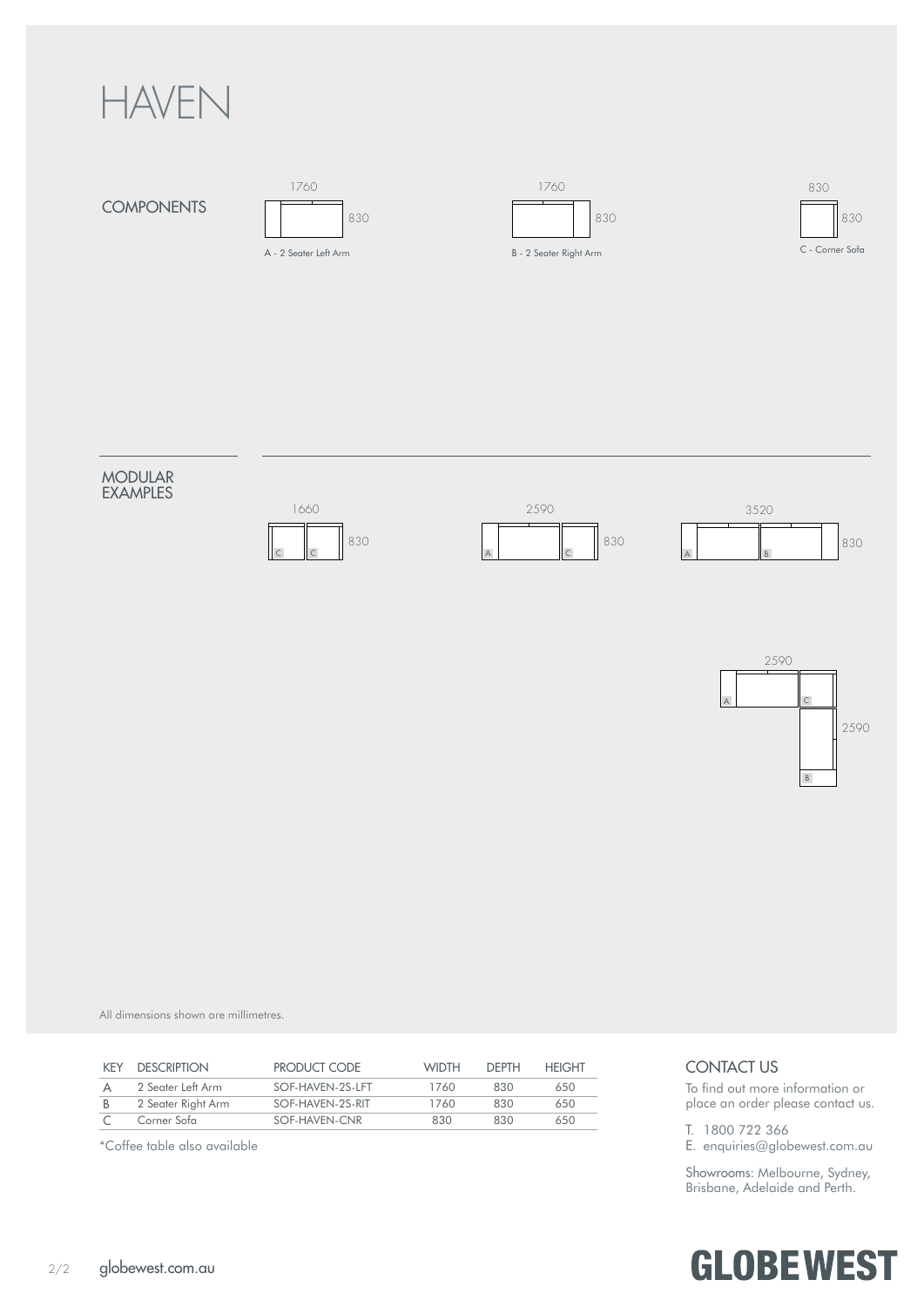# HAVEN

## COMPONENTS

1760
830
A - 2 Seater Left Arm

1760
830
B - 2 Seater Right Arm

830
830
C - Corner Sofa

## MODULAR EXAMPLES

1660
830
C C

2590
830
A C

3520
830
A B

2590
2590
A C B

All dimensions shown are millimetres.

| KEY | DESCRIPTION | PRODUCT CODE | WIDTH | DEPTH | HEIGHT |
|---|---|---|---|---|---|
| A | 2 Seater Left Arm | SOF-HAVEN-2S-LFT | 1760 | 830 | 650 |
| B | 2 Seater Right Arm | SOF-HAVEN-2S-RIT | 1760 | 830 | 650 |
| C | Corner Sofa | SOF-HAVEN-CNR | 830 | 830 | 650 |

*Coffee table also available

## CONTACT US

To find out more information or place an order please contact us.

T. 1800 722 366
E. enquiries@globewest.com.au

Showrooms: Melbourne, Sydney, Brisbane, Adelaide and Perth.

globewest.com.au

GLOBEWEST